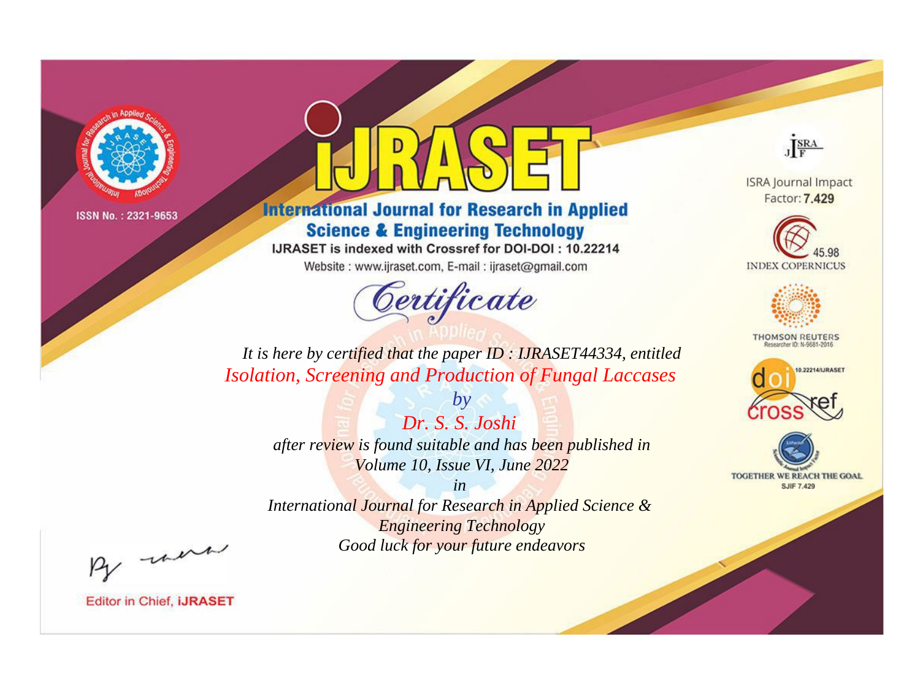ISSN No. : 2321-9653

# IJRASET

## International Journal for Research in Applied Science & Engineering Technology

IJRASET is indexed with Crossref for DOI-DOI : 10.22214

Website : www.ijraset.com, E-mail : ijraset@gmail.com

ISRA Journal Impact Factor: **7.429**

45.98 INDEX COPERNICUS

THOMSON REUTERS Researcher ID: N-9681-2016

10.22214/IJRASET

TOGETHER WE REACH THE GOAL SJIF 7.429

## Certificate

*It is here by certified that the paper ID : IJRASET44334, entitled*

*Isolation, Screening and Production of Fungal Laccases*

*by*

*Dr. S. S. Joshi*

*after review is found suitable and has been published in*

*Volume 10, Issue VI, June 2022*

*in*

*International Journal for Research in Applied Science & Engineering Technology*

*Good luck for your future endeavors*

Editor in Chief, **iJRASET**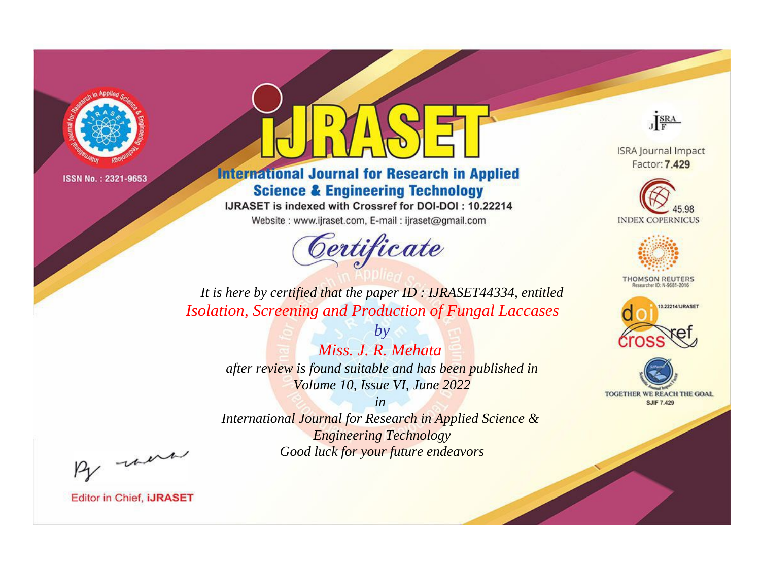ISSN No. : 2321-9653

# iJRASET

## International Journal for Research in Applied Science & Engineering Technology

IJRASET is indexed with Crossref for DOI-DOI : 10.22214

Website : www.ijraset.com, E-mail : ijraset@gmail.com

# Certificate

*It is here by certified that the paper ID : IJRASET44334, entitled*

*Isolation, Screening and Production of Fungal Laccases*

*by*

*Miss. J. R. Mehata*

*after review is found suitable and has been published in*

*Volume 10, Issue VI, June 2022*

*in*

*International Journal for Research in Applied Science & Engineering Technology*

*Good luck for your future endeavors*

ISRA Journal Impact Factor: **7.429**

45.98 INDEX COPERNICUS

THOMSON REUTERS Researcher ID: N-9681-2016

10.22214/IJRASET

TOGETHER WE REACH THE GOAL SJIF 7.429

Editor in Chief, **iJRASET**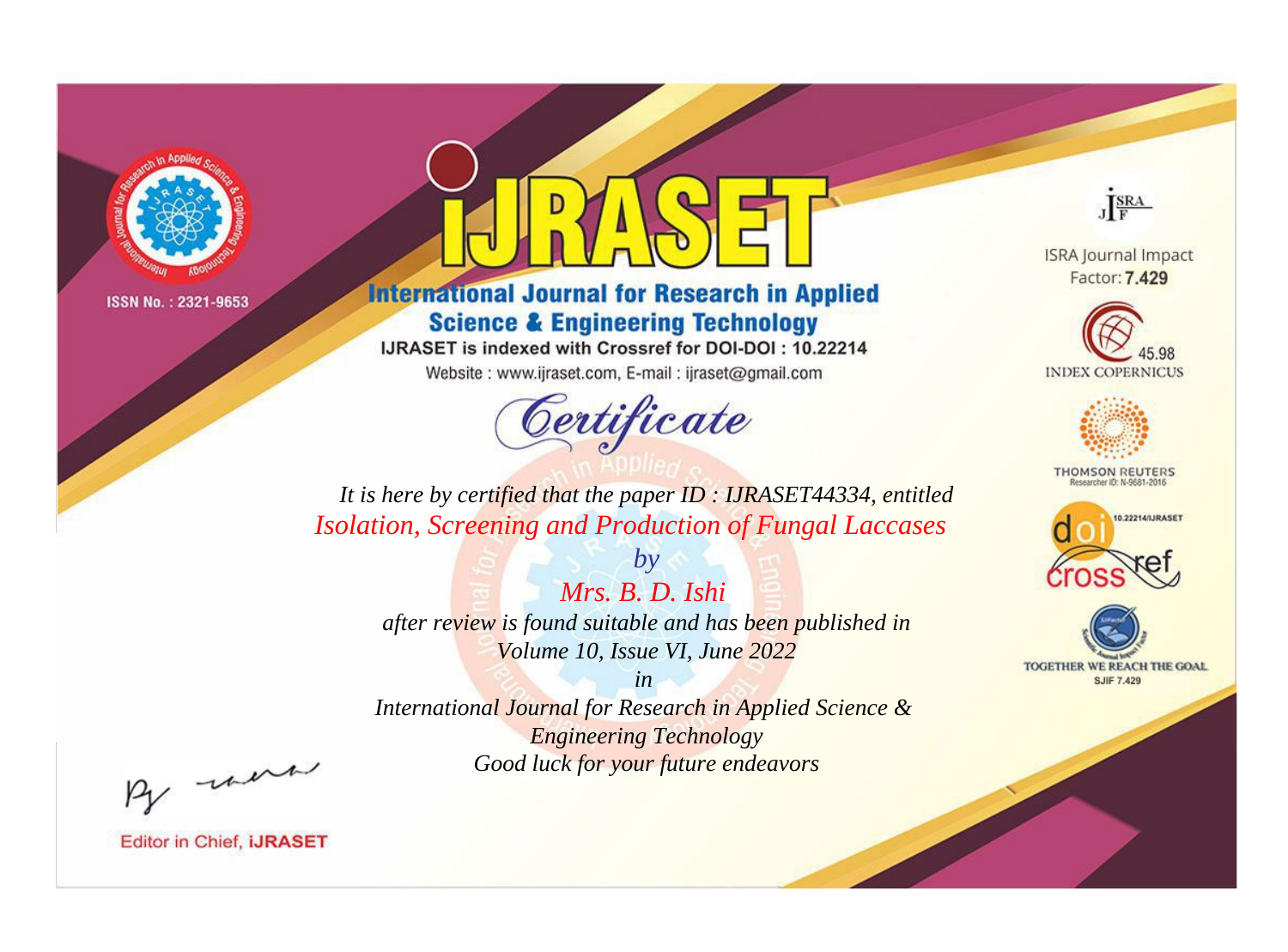ISSN No. : 2321-9653

# iJRASET

## International Journal for Research in Applied Science & Engineering Technology

IJRASET is indexed with Crossref for DOI-DOI : 10.22214

Website : www.ijraset.com, E-mail : ijraset@gmail.com

ISRA Journal Impact Factor: **7.429**

45.98 INDEX COPERNICUS

THOMSON REUTERS Researcher ID: N-9681-2016

10.22214/IJRASET

TOGETHER WE REACH THE GOAL SJIF 7.429

*Certificate*

*It is here by certified that the paper ID : IJRASET44334, entitled*

*Isolation, Screening and Production of Fungal Laccases*

*by*

*Mrs. B. D. Ishi*

*after review is found suitable and has been published in*

*Volume 10, Issue VI, June 2022*

*in*

*International Journal for Research in Applied Science & Engineering Technology*

*Good luck for your future endeavors*

Editor in Chief, iJRASET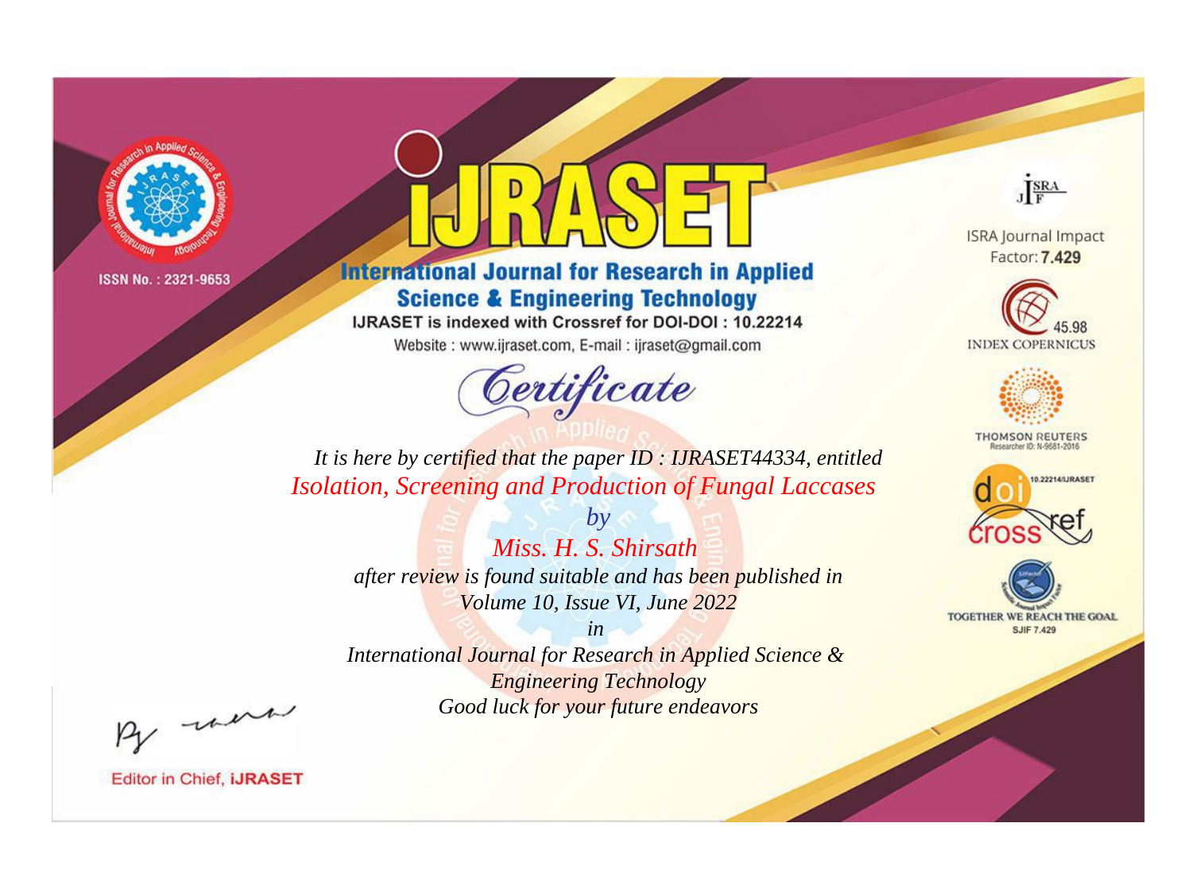ISSN No. : 2321-9653

# iJRASET

## International Journal for Research in Applied Science & Engineering Technology

IJRASET is indexed with Crossref for DOI-DOI : 10.22214

Website : www.ijraset.com, E-mail : ijraset@gmail.com

ISRA Journal Impact Factor: **7.429**

45.98 INDEX COPERNICUS

THOMSON REUTERS Researcher ID: N-9681-2016

10.22214/IJRASET

TOGETHER WE REACH THE GOAL SJIF 7.429

# *Certificate*

*It is here by certified that the paper ID : IJRASET44334, entitled*

*Isolation, Screening and Production of Fungal Laccases*

*by*

*Miss. H. S. Shirsath*

*after review is found suitable and has been published in*

*Volume 10, Issue VI, June 2022*

*in*

*International Journal for Research in Applied Science & Engineering Technology*

*Good luck for your future endeavors*

Editor in Chief, **iJRASET**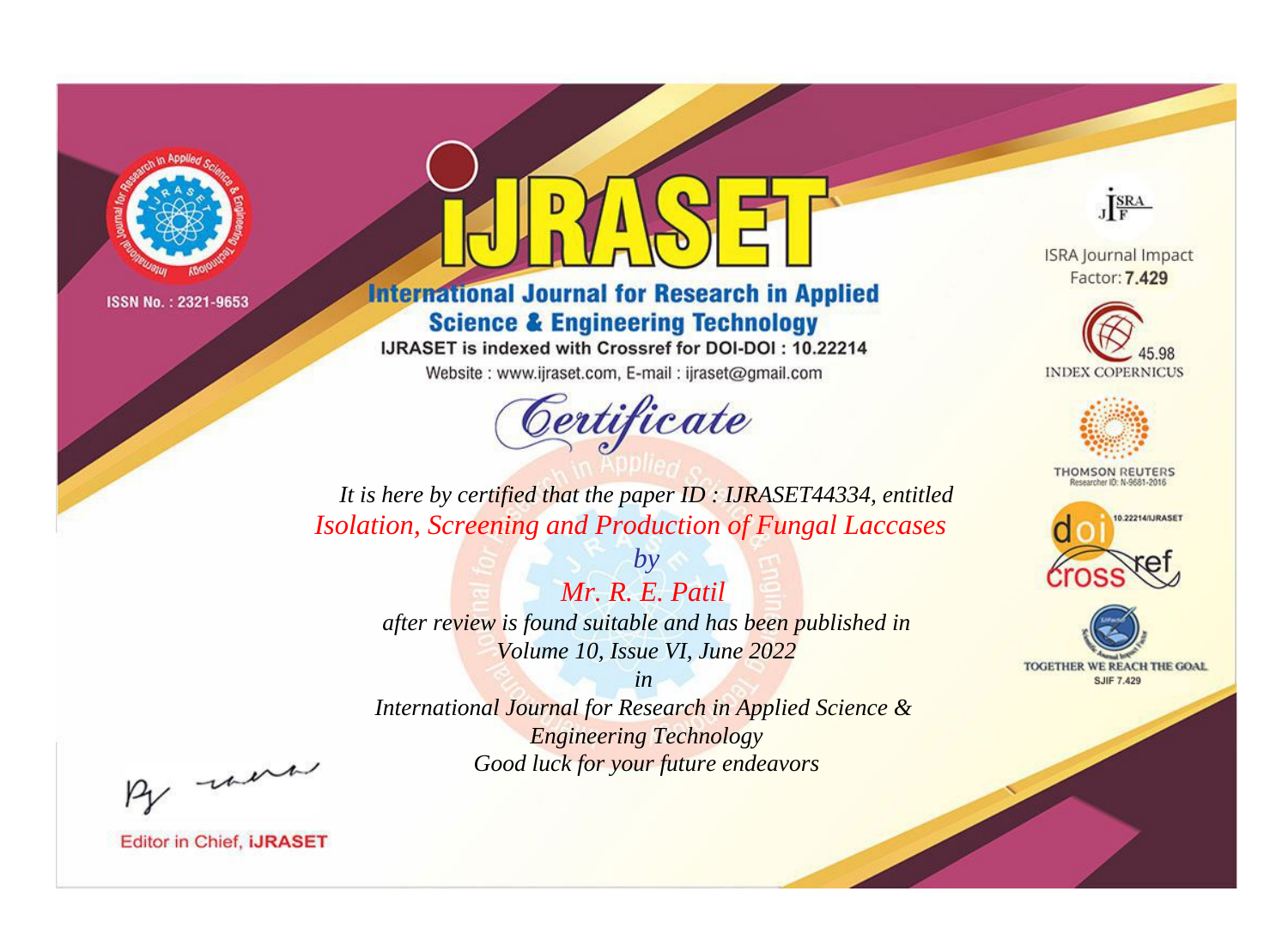ISSN No. : 2321-9653

# iJRASET

## International Journal for Research in Applied Science & Engineering Technology

IJRASET is indexed with Crossref for DOI-DOI : 10.22214

Website : www.ijraset.com, E-mail : ijraset@gmail.com

# Certificate

*It is here by certified that the paper ID : IJRASET44334, entitled*

*Isolation, Screening and Production of Fungal Laccases*

*by*

*Mr. R. E. Patil*

*after review is found suitable and has been published in*

*Volume 10, Issue VI, June 2022*

*in*

*International Journal for Research in Applied Science & Engineering Technology*

*Good luck for your future endeavors*

Editor in Chief, iJRASET

ISRA Journal Impact Factor: **7.429**

45.98 INDEX COPERNICUS

THOMSON REUTERS Researcher ID: N-9681-2016

10.22214/IJRASET

TOGETHER WE REACH THE GOAL SJIF 7.429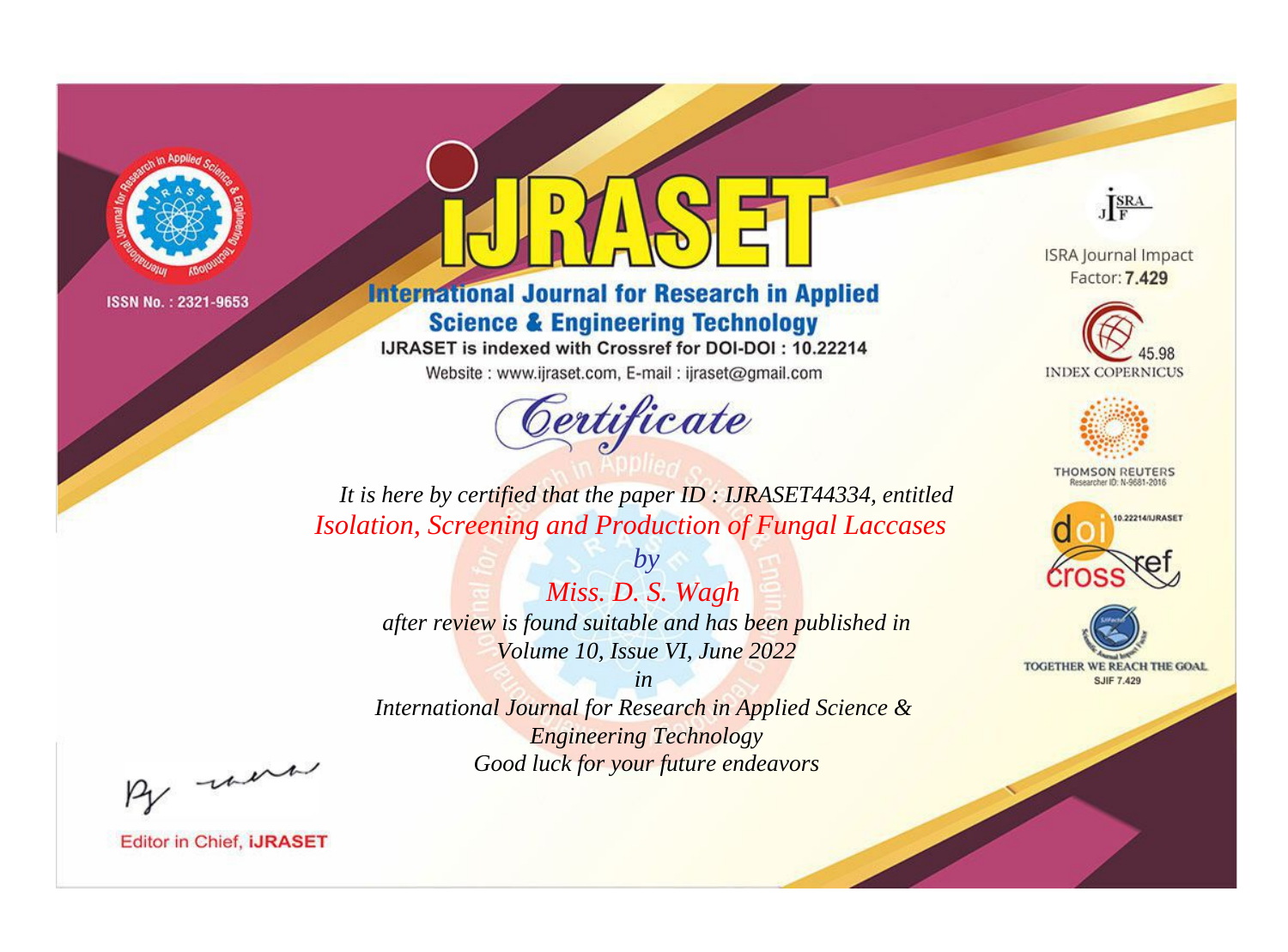ISSN No. : 2321-9653

# iJRASET

## International Journal for Research in Applied Science & Engineering Technology

IJRASET is indexed with Crossref for DOI-DOI : 10.22214

Website : www.ijraset.com, E-mail : ijraset@gmail.com

## Certificate

*It is here by certified that the paper ID : IJRASET44334, entitled*

*Isolation, Screening and Production of Fungal Laccases*

*by*

*Miss. D. S. Wagh*

*after review is found suitable and has been published in*

*Volume 10, Issue VI, June 2022*

*in*

*International Journal for Research in Applied Science & Engineering Technology*

*Good luck for your future endeavors*

ISRA Journal Impact Factor: **7.429**

45.98 INDEX COPERNICUS

THOMSON REUTERS Researcher ID: N-9681-2016

10.22214/IJRASET

TOGETHER WE REACH THE GOAL SJIF 7.429

Editor in Chief, **iJRASET**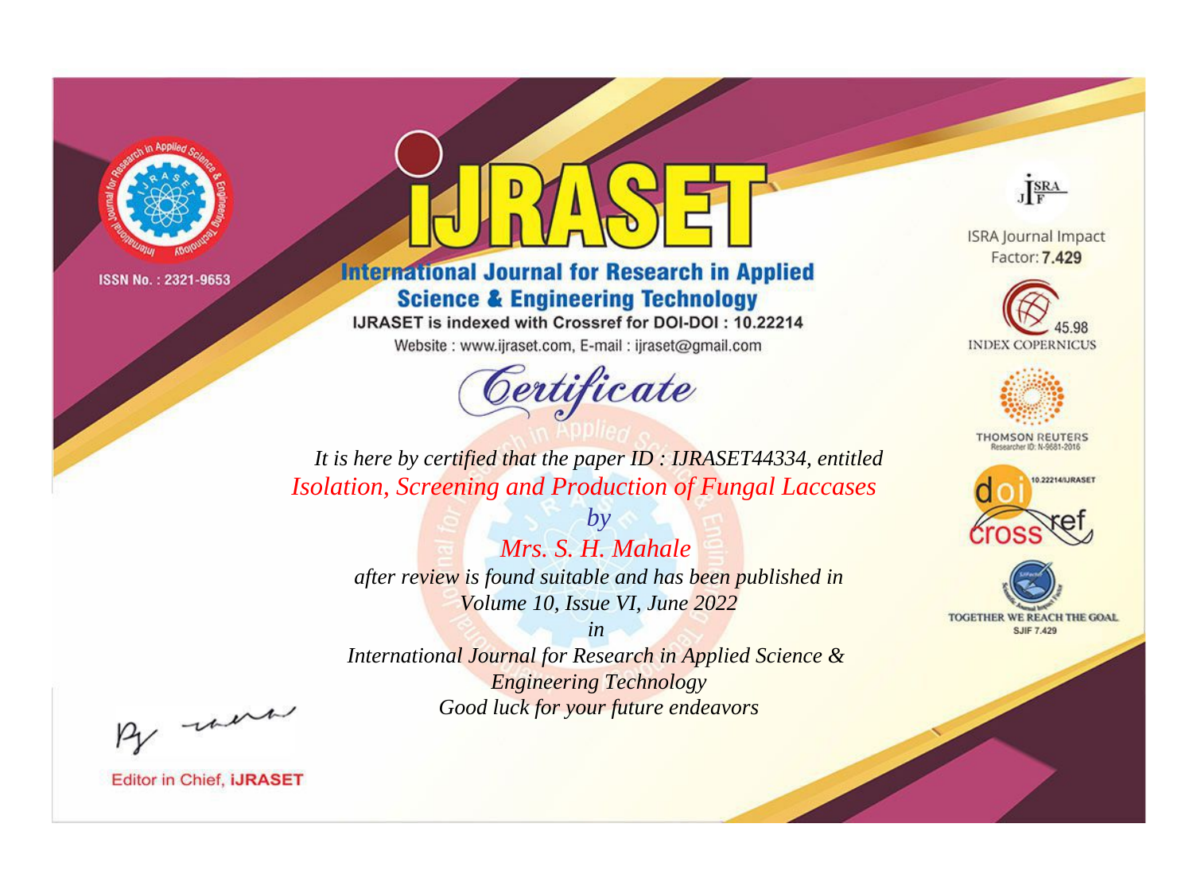ISSN No. : 2321-9653

# iJRASET

## International Journal for Research in Applied Science & Engineering Technology

IJRASET is indexed with Crossref for DOI-DOI : 10.22214

Website : www.ijraset.com, E-mail : ijraset@gmail.com

ISRA Journal Impact Factor: **7.429**

45.98 INDEX COPERNICUS

THOMSON REUTERS Researcher ID: N-9681-2016

10.22214/IJRASET

TOGETHER WE REACH THE GOAL SJIF 7.429

*Certificate*

*It is here by certified that the paper ID : IJRASET44334, entitled*

*Isolation, Screening and Production of Fungal Laccases*

*by*

*Mrs. S. H. Mahale*

*after review is found suitable and has been published in*

*Volume 10, Issue VI, June 2022*

*in*

*International Journal for Research in Applied Science & Engineering Technology*

*Good luck for your future endeavors*

Editor in Chief, **iJRASET**